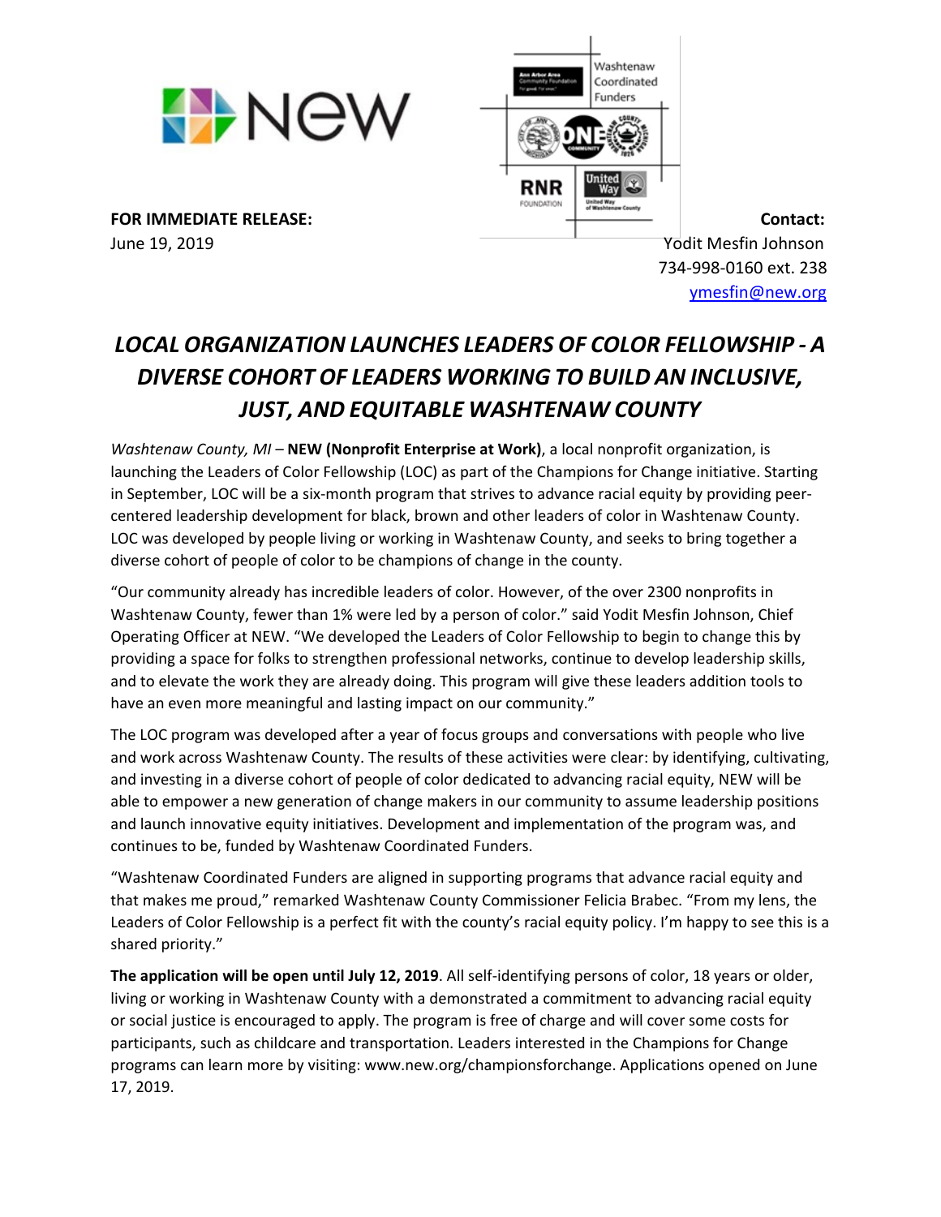**FOR IMMEDIATE RELEASE:**
June 19, 2019

**Contact:**
Yodit Mesfin Johnson
734-998-0160 ext. 238
ymesfin@new.org

# *LOCAL ORGANIZATION LAUNCHES LEADERS OF COLOR FELLOWSHIP - A DIVERSE COHORT OF LEADERS WORKING TO BUILD AN INCLUSIVE, JUST, AND EQUITABLE WASHTENAW COUNTY*

*Washtenaw County, MI* – **NEW (Nonprofit Enterprise at Work)**, a local nonprofit organization, is launching the Leaders of Color Fellowship (LOC) as part of the Champions for Change initiative. Starting in September, LOC will be a six-month program that strives to advance racial equity by providing peer-centered leadership development for black, brown and other leaders of color in Washtenaw County. LOC was developed by people living or working in Washtenaw County, and seeks to bring together a diverse cohort of people of color to be champions of change in the county.

"Our community already has incredible leaders of color. However, of the over 2300 nonprofits in Washtenaw County, fewer than 1% were led by a person of color." said Yodit Mesfin Johnson, Chief Operating Officer at NEW. "We developed the Leaders of Color Fellowship to begin to change this by providing a space for folks to strengthen professional networks, continue to develop leadership skills, and to elevate the work they are already doing. This program will give these leaders addition tools to have an even more meaningful and lasting impact on our community."

The LOC program was developed after a year of focus groups and conversations with people who live and work across Washtenaw County. The results of these activities were clear: by identifying, cultivating, and investing in a diverse cohort of people of color dedicated to advancing racial equity, NEW will be able to empower a new generation of change makers in our community to assume leadership positions and launch innovative equity initiatives. Development and implementation of the program was, and continues to be, funded by Washtenaw Coordinated Funders.

"Washtenaw Coordinated Funders are aligned in supporting programs that advance racial equity and that makes me proud," remarked Washtenaw County Commissioner Felicia Brabec. "From my lens, the Leaders of Color Fellowship is a perfect fit with the county's racial equity policy. I'm happy to see this is a shared priority."

**The application will be open until July 12, 2019**. All self-identifying persons of color, 18 years or older, living or working in Washtenaw County with a demonstrated a commitment to advancing racial equity or social justice is encouraged to apply. The program is free of charge and will cover some costs for participants, such as childcare and transportation. Leaders interested in the Champions for Change programs can learn more by visiting: www.new.org/championsforchange. Applications opened on June 17, 2019.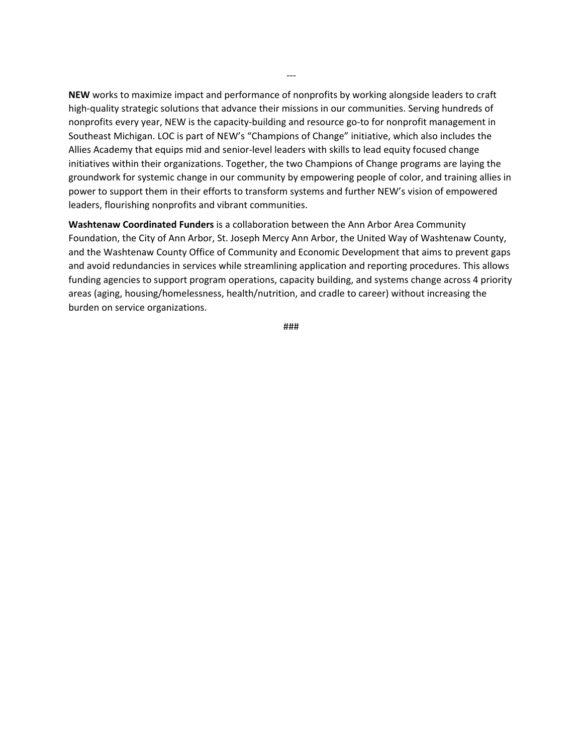---

**NEW** works to maximize impact and performance of nonprofits by working alongside leaders to craft high-quality strategic solutions that advance their missions in our communities. Serving hundreds of nonprofits every year, NEW is the capacity-building and resource go-to for nonprofit management in Southeast Michigan. LOC is part of NEW's "Champions of Change" initiative, which also includes the Allies Academy that equips mid and senior-level leaders with skills to lead equity focused change initiatives within their organizations. Together, the two Champions of Change programs are laying the groundwork for systemic change in our community by empowering people of color, and training allies in power to support them in their efforts to transform systems and further NEW's vision of empowered leaders, flourishing nonprofits and vibrant communities.

**Washtenaw Coordinated Funders** is a collaboration between the Ann Arbor Area Community Foundation, the City of Ann Arbor, St. Joseph Mercy Ann Arbor, the United Way of Washtenaw County, and the Washtenaw County Office of Community and Economic Development that aims to prevent gaps and avoid redundancies in services while streamlining application and reporting procedures. This allows funding agencies to support program operations, capacity building, and systems change across 4 priority areas (aging, housing/homelessness, health/nutrition, and cradle to career) without increasing the burden on service organizations.

###